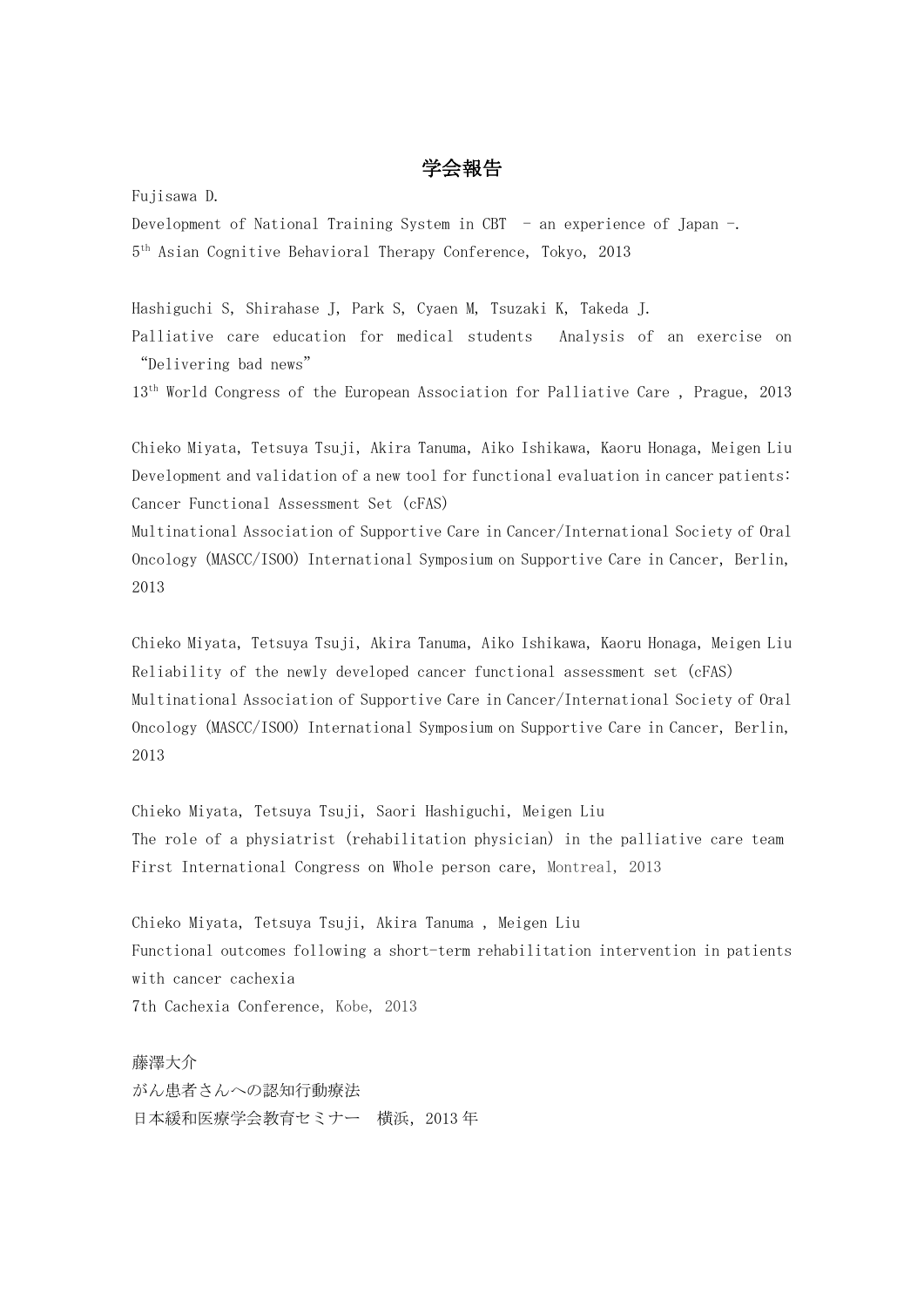# 学会報告

Fujisawa D.
Development of National Training System in CBT - an experience of Japan -.
5th Asian Cognitive Behavioral Therapy Conference, Tokyo, 2013

Hashiguchi S, Shirahase J, Park S, Cyaen M, Tsuzaki K, Takeda J.
Palliative care education for medical students Analysis of an exercise on "Delivering bad news"
13th World Congress of the European Association for Palliative Care , Prague, 2013

Chieko Miyata, Tetsuya Tsuji, Akira Tanuma, Aiko Ishikawa, Kaoru Honaga, Meigen Liu
Development and validation of a new tool for functional evaluation in cancer patients: Cancer Functional Assessment Set (cFAS)
Multinational Association of Supportive Care in Cancer/International Society of Oral Oncology (MASCC/ISOO) International Symposium on Supportive Care in Cancer, Berlin, 2013

Chieko Miyata, Tetsuya Tsuji, Akira Tanuma, Aiko Ishikawa, Kaoru Honaga, Meigen Liu
Reliability of the newly developed cancer functional assessment set (cFAS)
Multinational Association of Supportive Care in Cancer/International Society of Oral Oncology (MASCC/ISOO) International Symposium on Supportive Care in Cancer, Berlin, 2013

Chieko Miyata, Tetsuya Tsuji, Saori Hashiguchi, Meigen Liu
The role of a physiatrist (rehabilitation physician) in the palliative care team
First International Congress on Whole person care, Montreal, 2013

Chieko Miyata, Tetsuya Tsuji, Akira Tanuma , Meigen Liu
Functional outcomes following a short-term rehabilitation intervention in patients with cancer cachexia
7th Cachexia Conference, Kobe, 2013

藤澤大介
がん患者さんへの認知行動療法
日本緩和医療学会教育セミナー 横浜，2013 年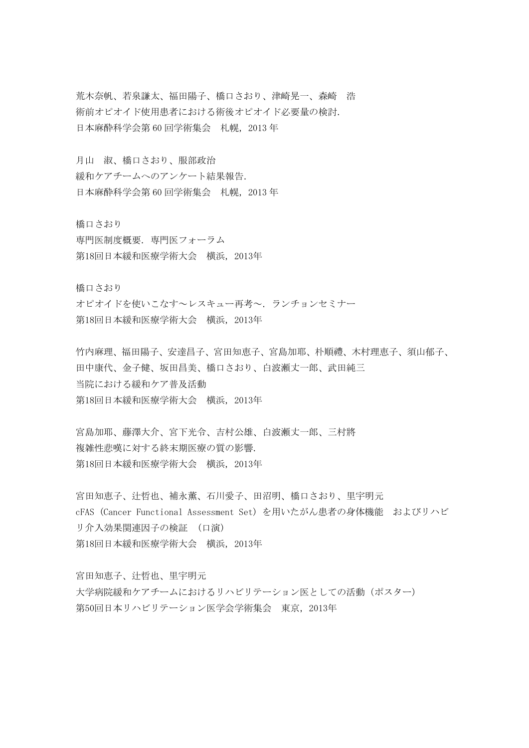荒木奈帆、若泉謙太、福田陽子、橋口さおり、津崎晃一、森崎　浩
術前オピオイド使用患者における術後オピオイド必要量の検討.
日本麻酔科学会第 60 回学術集会　札幌, 2013 年

月山　淑、橋口さおり、服部政治
緩和ケアチームへのアンケート結果報告.
日本麻酔科学会第 60 回学術集会　札幌, 2013 年

橋口さおり
専門医制度概要. 専門医フォーラム
第18回日本緩和医療学術大会　横浜, 2013年

橋口さおり
オピオイドを使いこなす～レスキュー再考～. ランチョンセミナー
第18回日本緩和医療学術大会　横浜, 2013年

竹内麻理、福田陽子、安達昌子、宮田知恵子、宮島加耶、朴順禮、木村理恵子、須山郁子、
田中康代、金子健、坂田昌美、橋口さおり、白波瀬丈一郎、武田純三
当院における緩和ケア普及活動
第18回日本緩和医療学術大会　横浜, 2013年

宮島加耶、藤澤大介、宮下光令、吉村公雄、白波瀬丈一郎、三村將
複雑性悲嘆に対する終末期医療の質の影響.
第18回日本緩和医療学術大会　横浜, 2013年

宮田知恵子、辻哲也、補永薫、石川愛子、田沼明、橋口さおり、里宇明元
cFAS (Cancer Functional Assessment Set) を用いたがん患者の身体機能　およびリハビリ介入効果関連因子の検証　(口演)
第18回日本緩和医療学術大会　横浜, 2013年

宮田知恵子、辻哲也、里宇明元
大学病院緩和ケアチームにおけるリハビリテーション医としての活動 (ポスター)
第50回日本リハビリテーション医学会学術集会　東京, 2013年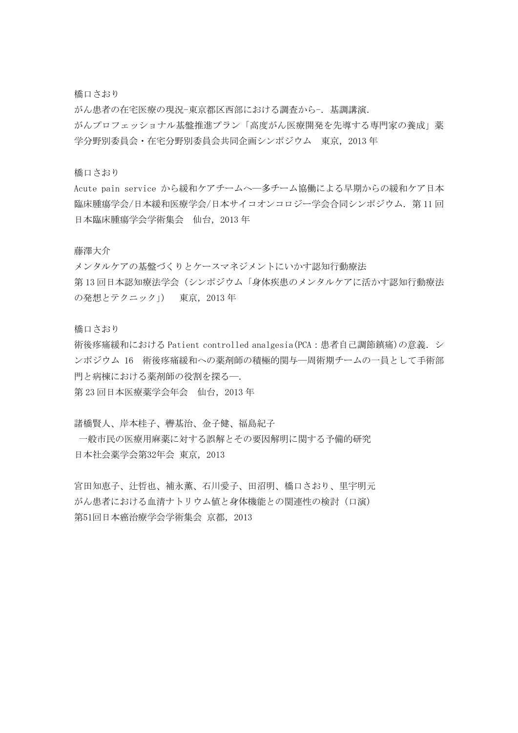橋口さおり

がん患者の在宅医療の現況-東京都区西部における調査から-．基調講演．

がんプロフェッショナル基盤推進プラン「高度がん医療開発を先導する専門家の養成」薬学分野別委員会・在宅分野別委員会共同企画シンポジウム　東京，2013 年

橋口さおり

Acute pain service から緩和ケアチームへ―多チーム協働による早期からの緩和ケア日本臨床腫瘍学会/日本緩和医療学会/日本サイコオンコロジー学会合同シンポジウム．第 11 回日本臨床腫瘍学会学術集会　仙台，2013 年

藤澤大介

メンタルケアの基盤づくりとケースマネジメントにいかす認知行動療法

第 13 回日本認知療法学会（シンポジウム「身体疾患のメンタルケアに活かす認知行動療法の発想とテクニック」）　東京，2013 年

橋口さおり

術後疼痛緩和における Patient controlled analgesia(PCA：患者自己調節鎮痛)の意義．シンポジウム 16　術後疼痛緩和への薬剤師の積極的関与―周術期チームの一員として手術部門と病棟における薬剤師の役割を探る―．

第 23 回日本医療薬学会年会　仙台，2013 年

諸橋賢人、岸本桂子、轡基治、金子健、福島紀子

一般市民の医療用麻薬に対する誤解とその要因解明に関する予備的研究

日本社会薬学会第32年会 東京，2013

宮田知恵子、辻哲也、補永薫、石川愛子、田沼明、橋口さおり、里宇明元

がん患者における血清ナトリウム値と身体機能との関連性の検討（口演）

第51回日本癌治療学会学術集会 京都，2013